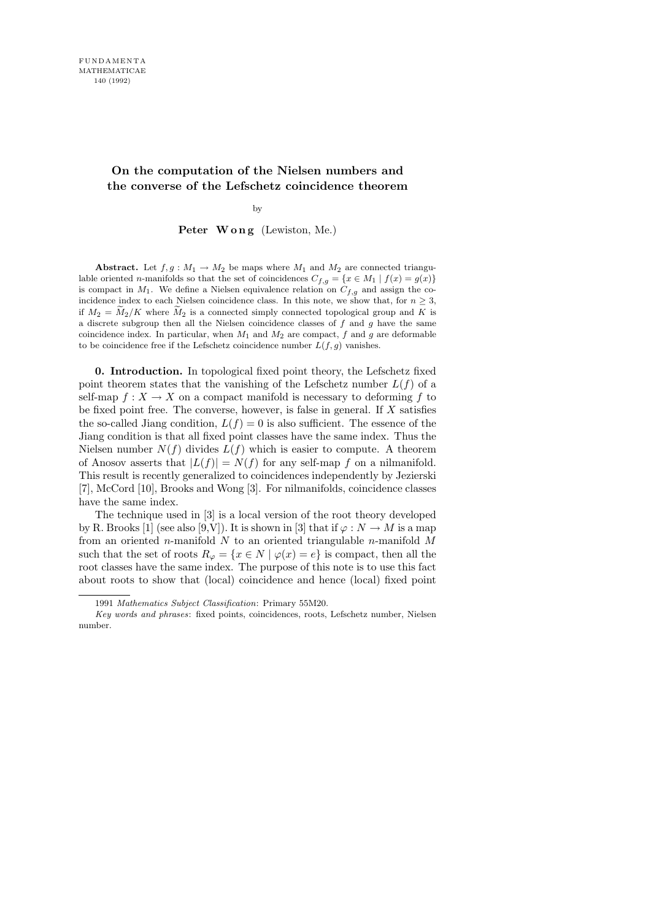# On the computation of the Nielsen numbers and the converse of the Lefschetz coincidence theorem

by

**Peter Wong** (Lewiston, Me.)

**Abstract.** Let $f, g : M_1 \to M_2$ be maps where $M_1$ and $M_2$ are connected triangulable oriented $n$-manifolds so that the set of coincidences $C_{f,g} = \{x \in M_1 \mid f(x) = g(x)\}$ is compact in $M_1$. We define a Nielsen equivalence relation on $C_{f,g}$ and assign the coincidence index to each Nielsen coincidence class. In this note, we show that, for $n \geq 3$, if $M_2 = \widetilde{M}_2/K$ where $\widetilde{M}_2$ is a connected simply connected topological group and $K$ is a discrete subgroup then all the Nielsen coincidence classes of $f$ and $g$ have the same coincidence index. In particular, when $M_1$ and $M_2$ are compact, $f$ and $g$ are deformable to be coincidence free if the Lefschetz coincidence number $L(f, g)$ vanishes.

**0. Introduction.** In topological fixed point theory, the Lefschetz fixed point theorem states that the vanishing of the Lefschetz number $L(f)$ of a self-map $f : X \to X$ on a compact manifold is necessary to deforming $f$ to be fixed point free. The converse, however, is false in general. If $X$ satisfies the so-called Jiang condition, $L(f) = 0$ is also sufficient. The essence of the Jiang condition is that all fixed point classes have the same index. Thus the Nielsen number $N(f)$ divides $L(f)$ which is easier to compute. A theorem of Anosov asserts that $|L(f)| = N(f)$ for any self-map $f$ on a nilmanifold. This result is recently generalized to coincidences independently by Jezierski [7], McCord [10], Brooks and Wong [3]. For nilmanifolds, coincidence classes have the same index.

The technique used in [3] is a local version of the root theory developed by R. Brooks [1] (see also [9,V]). It is shown in [3] that if $\varphi : N \to M$ is a map from an oriented $n$-manifold $N$ to an oriented triangulable $n$-manifold $M$ such that the set of roots $R_\varphi = \{x \in N \mid \varphi(x) = e\}$ is compact, then all the root classes have the same index. The purpose of this note is to use this fact about roots to show that (local) coincidence and hence (local) fixed point

---

1991 *Mathematics Subject Classification*: Primary 55M20.

*Key words and phrases*: fixed points, coincidences, roots, Lefschetz number, Nielsen number.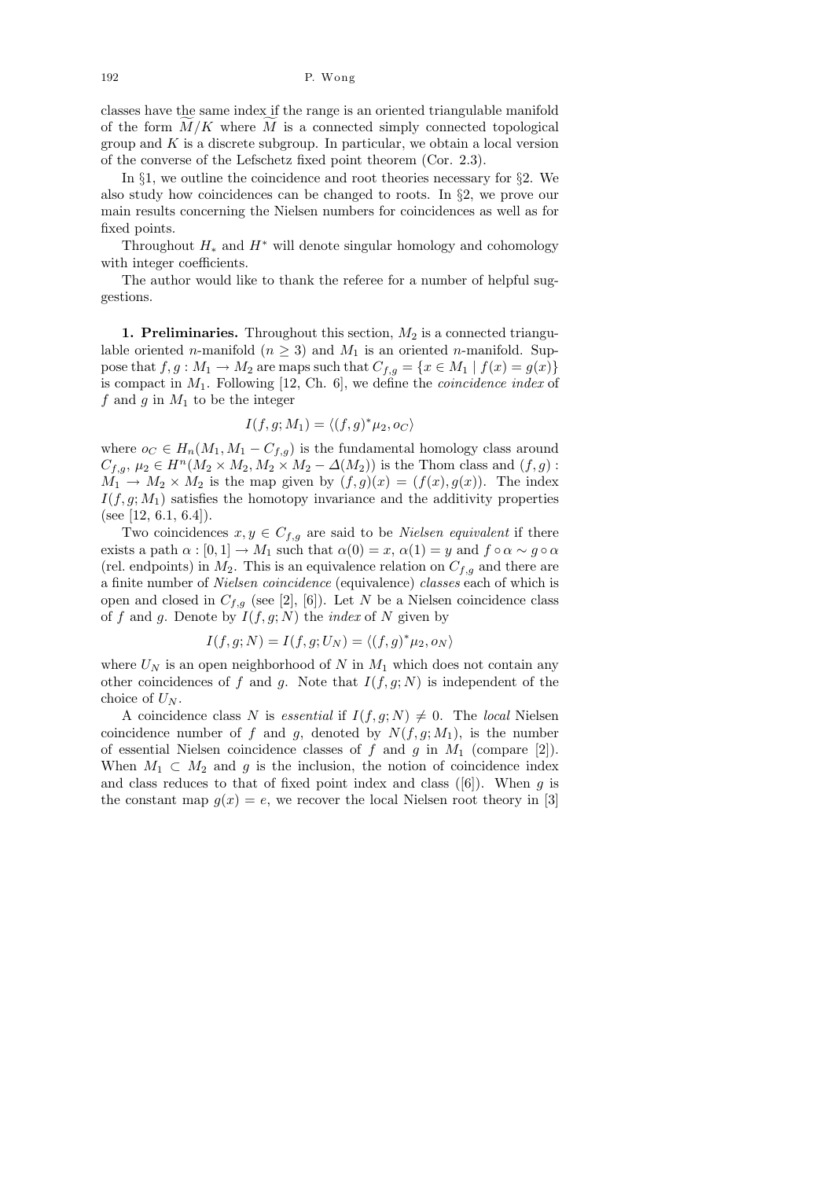classes have the same index if the range is an oriented triangulable manifold of the form $\widetilde{M}/K$ where $\widetilde{M}$ is a connected simply connected topological group and $K$ is a discrete subgroup. In particular, we obtain a local version of the converse of the Lefschetz fixed point theorem (Cor. 2.3).

In §1, we outline the coincidence and root theories necessary for §2. We also study how coincidences can be changed to roots. In §2, we prove our main results concerning the Nielsen numbers for coincidences as well as for fixed points.

Throughout $H_*$ and $H^*$ will denote singular homology and cohomology with integer coefficients.

The author would like to thank the referee for a number of helpful suggestions.

**1. Preliminaries.** Throughout this section, $M_2$ is a connected triangulable oriented $n$-manifold ($n \geq 3$) and $M_1$ is an oriented $n$-manifold. Suppose that $f, g : M_1 \to M_2$ are maps such that $C_{f,g} = \{x \in M_1 \mid f(x) = g(x)\}$ is compact in $M_1$. Following [12, Ch. 6], we define the *coincidence index* of $f$ and $g$ in $M_1$ to be the integer

$$I(f, g; M_1) = \langle (f, g)^* \mu_2, o_C \rangle$$

where $o_C \in H_n(M_1, M_1 - C_{f,g})$ is the fundamental homology class around $C_{f,g}$, $\mu_2 \in H^n(M_2 \times M_2, M_2 \times M_2 - \Delta(M_2))$ is the Thom class and $(f, g) : M_1 \to M_2 \times M_2$ is the map given by $(f, g)(x) = (f(x), g(x))$. The index $I(f, g; M_1)$ satisfies the homotopy invariance and the additivity properties (see [12, 6.1, 6.4]).

Two coincidences $x, y \in C_{f,g}$ are said to be *Nielsen equivalent* if there exists a path $\alpha : [0, 1] \to M_1$ such that $\alpha(0) = x$, $\alpha(1) = y$ and $f \circ \alpha \sim g \circ \alpha$ (rel. endpoints) in $M_2$. This is an equivalence relation on $C_{f,g}$ and there are a finite number of *Nielsen coincidence* (equivalence) *classes* each of which is open and closed in $C_{f,g}$ (see [2], [6]). Let $N$ be a Nielsen coincidence class of $f$ and $g$. Denote by $I(f, g; N)$ the *index* of $N$ given by

$$I(f, g; N) = I(f, g; U_N) = \langle (f, g)^* \mu_2, o_N \rangle$$

where $U_N$ is an open neighborhood of $N$ in $M_1$ which does not contain any other coincidences of $f$ and $g$. Note that $I(f, g; N)$ is independent of the choice of $U_N$.

A coincidence class $N$ is *essential* if $I(f, g; N) \neq 0$. The *local* Nielsen coincidence number of $f$ and $g$, denoted by $N(f, g; M_1)$, is the number of essential Nielsen coincidence classes of $f$ and $g$ in $M_1$ (compare [2]). When $M_1 \subset M_2$ and $g$ is the inclusion, the notion of coincidence index and class reduces to that of fixed point index and class ([6]). When $g$ is the constant map $g(x) = e$, we recover the local Nielsen root theory in [3]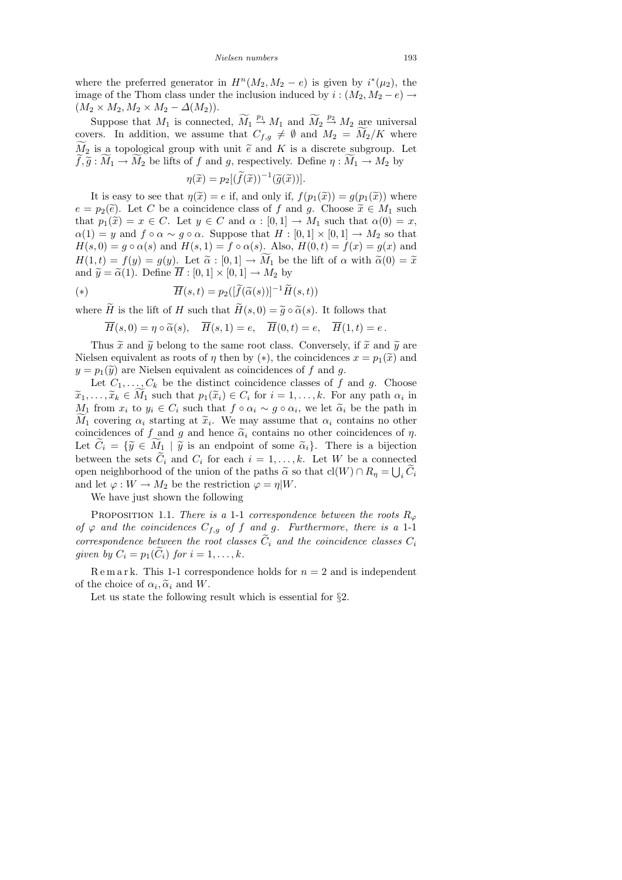where the preferred generator in $H^n(M_2, M_2 - e)$ is given by $i^*(\mu_2)$, the image of the Thom class under the inclusion induced by $i : (M_2, M_2 - e) \to (M_2 \times M_2, M_2 \times M_2 - \Delta(M_2))$.

Suppose that $M_1$ is connected, $\widetilde{M}_1 \xrightarrow{p_1} M_1$ and $\widetilde{M}_2 \xrightarrow{p_2} M_2$ are universal covers. In addition, we assume that $C_{f,g} \neq \emptyset$ and $M_2 = \widetilde{M}_2/K$ where $\widetilde{M}_2$ is a topological group with unit $\widetilde{e}$ and $K$ is a discrete subgroup. Let $\widetilde{f}, \widetilde{g} : \widetilde{M}_1 \to \widetilde{M}_2$ be lifts of $f$ and $g$, respectively. Define $\eta : \widetilde{M}_1 \to M_2$ by

$$\eta(\widetilde{x}) = p_2[(\widetilde{f}(\widetilde{x}))^{-1}(\widetilde{g}(\widetilde{x}))].$$

It is easy to see that $\eta(\widetilde{x}) = e$ if, and only if, $f(p_1(\widetilde{x})) = g(p_1(\widetilde{x}))$ where $e = p_2(\widetilde{e})$. Let $C$ be a coincidence class of $f$ and $g$. Choose $\widetilde{x} \in M_1$ such that $p_1(\widetilde{x}) = x \in C$. Let $y \in C$ and $\alpha : [0,1] \to M_1$ such that $\alpha(0) = x$, $\alpha(1) = y$ and $f \circ \alpha \sim g \circ \alpha$. Suppose that $H : [0,1] \times [0,1] \to M_2$ so that $H(s,0) = g \circ \alpha(s)$ and $H(s,1) = f \circ \alpha(s)$. Also, $H(0,t) = f(x) = g(x)$ and $H(1,t) = f(y) = g(y)$. Let $\widetilde{\alpha} : [0,1] \to \widetilde{M}_1$ be the lift of $\alpha$ with $\widetilde{\alpha}(0) = \widetilde{x}$ and $\widetilde{y} = \widetilde{\alpha}(1)$. Define $\overline{H} : [0,1] \times [0,1] \to M_2$ by

$$(*) \qquad \overline{H}(s,t) = p_2([\widetilde{f}(\widetilde{\alpha}(s))]^{-1}\widetilde{H}(s,t))$$

where $\widetilde{H}$ is the lift of $H$ such that $\widetilde{H}(s,0) = \widetilde{g} \circ \widetilde{\alpha}(s)$. It follows that

$$\overline{H}(s,0) = \eta \circ \widetilde{\alpha}(s), \quad \overline{H}(s,1) = e, \quad \overline{H}(0,t) = e, \quad \overline{H}(1,t) = e\,.$$

Thus $\widetilde{x}$ and $\widetilde{y}$ belong to the same root class. Conversely, if $\widetilde{x}$ and $\widetilde{y}$ are Nielsen equivalent as roots of $\eta$ then by $(*)$, the coincidences $x = p_1(\widetilde{x})$ and $y = p_1(\widetilde{y})$ are Nielsen equivalent as coincidences of $f$ and $g$.

Let $C_1, \ldots, C_k$ be the distinct coincidence classes of $f$ and $g$. Choose $\widetilde{x}_1, \ldots, \widetilde{x}_k \in \widetilde{M}_1$ such that $p_1(\widetilde{x}_i) \in C_i$ for $i = 1, \ldots, k$. For any path $\alpha_i$ in $M_1$ from $x_i$ to $y_i \in C_i$ such that $f \circ \alpha_i \sim g \circ \alpha_i$, we let $\widetilde{\alpha}_i$ be the path in $\widetilde{M}_1$ covering $\alpha_i$ starting at $\widetilde{x}_i$. We may assume that $\alpha_i$ contains no other coincidences of $f$ and $g$ and hence $\widetilde{\alpha}_i$ contains no other coincidences of $\eta$. Let $\widetilde{C}_i = \{\widetilde{y} \in \widetilde{M}_1 \mid \widetilde{y}$ is an endpoint of some $\widetilde{\alpha}_i\}$. There is a bijection between the sets $\widetilde{C}_i$ and $C_i$ for each $i = 1, \ldots, k$. Let $W$ be a connected open neighborhood of the union of the paths $\widetilde{\alpha}$ so that $\mathrm{cl}(W) \cap R_\eta = \bigcup_i \widetilde{C}_i$ and let $\varphi : W \to M_2$ be the restriction $\varphi = \eta|W$.

We have just shown the following

Proposition 1.1. *There is a* 1-1 *correspondence between the roots $R_\varphi$ of $\varphi$ and the coincidences $C_{f,g}$ of $f$ and $g$. Furthermore, there is a* 1-1 *correspondence between the root classes $\widetilde{C}_i$ and the coincidence classes $C_i$ given by $C_i = p_1(\widetilde{C}_i)$ for $i = 1, \ldots, k$.*

Remark. This 1-1 correspondence holds for $n = 2$ and is independent of the choice of $\alpha_i, \widetilde{\alpha}_i$ and $W$.

Let us state the following result which is essential for §2.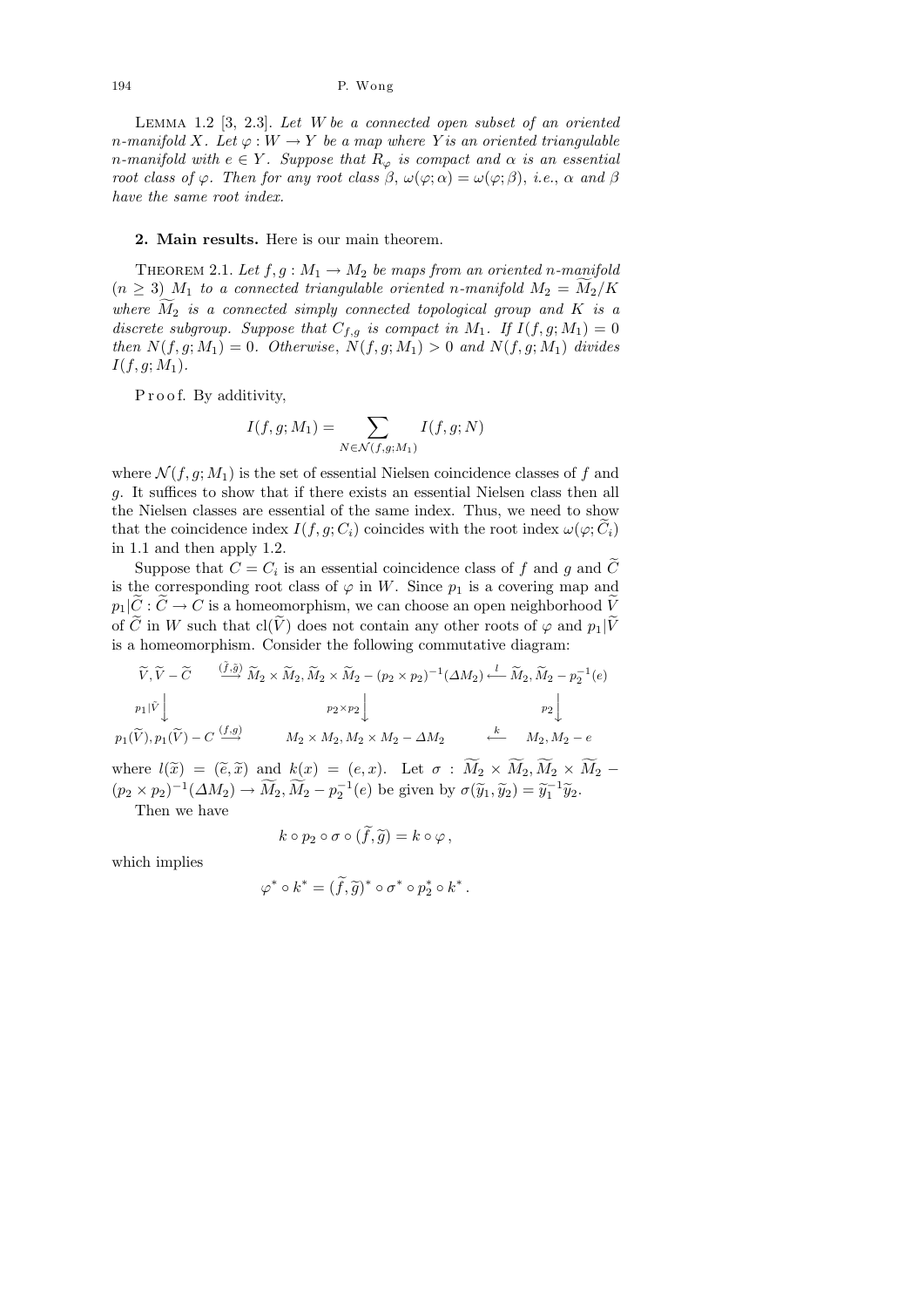Lemma 1.2 [3, 2.3]. *Let $W$ be a connected open subset of an oriented $n$-manifold $X$. Let $\varphi : W \to Y$ be a map where $Y$ is an oriented triangulable $n$-manifold with $e \in Y$. Suppose that $R_\varphi$ is compact and $\alpha$ is an essential root class of $\varphi$. Then for any root class $\beta$, $\omega(\varphi;\alpha) = \omega(\varphi;\beta)$, i.e., $\alpha$ and $\beta$ have the same root index.*

**2. Main results.** Here is our main theorem.

Theorem 2.1. *Let $f, g : M_1 \to M_2$ be maps from an oriented $n$-manifold $(n \geq 3)$ $M_1$ to a connected triangulable oriented $n$-manifold $M_2 = \widetilde{M}_2/K$ where $\widetilde{M}_2$ is a connected simply connected topological group and $K$ is a discrete subgroup. Suppose that $C_{f,g}$ is compact in $M_1$. If $I(f, g; M_1) = 0$ then $N(f, g; M_1) = 0$. Otherwise, $N(f, g; M_1) > 0$ and $N(f, g; M_1)$ divides $I(f, g; M_1)$.*

Proof. By additivity,

$$I(f, g; M_1) = \sum_{N \in \mathcal{N}(f,g;M_1)} I(f, g; N)$$

where $\mathcal{N}(f, g; M_1)$ is the set of essential Nielsen coincidence classes of $f$ and $g$. It suffices to show that if there exists an essential Nielsen class then all the Nielsen classes are essential of the same index. Thus, we need to show that the coincidence index $I(f, g; C_i)$ coincides with the root index $\omega(\varphi; \widetilde{C}_i)$ in 1.1 and then apply 1.2.

Suppose that $C = C_i$ is an essential coincidence class of $f$ and $g$ and $\widetilde{C}$ is the corresponding root class of $\varphi$ in $W$. Since $p_1$ is a covering map and $p_1|\widetilde{C} : \widetilde{C} \to C$ is a homeomorphism, we can choose an open neighborhood $\widetilde{V}$ of $\widetilde{C}$ in $W$ such that $\mathrm{cl}(\widetilde{V})$ does not contain any other roots of $\varphi$ and $p_1|\widetilde{V}$ is a homeomorphism. Consider the following commutative diagram:

$$\begin{array}{ccccc}
\widetilde{V}, \widetilde{V} - \widetilde{C} & \xrightarrow{(\tilde{f},\tilde{g})} & \widetilde{M}_2 \times \widetilde{M}_2, \widetilde{M}_2 \times \widetilde{M}_2 - (p_2 \times p_2)^{-1}(\Delta M_2) & \xleftarrow{l} & \widetilde{M}_2, \widetilde{M}_2 - p_2^{-1}(e) \\
\downarrow{\scriptstyle p_1|\tilde{V}} & & \downarrow{\scriptstyle p_2 \times p_2} & & \downarrow{\scriptstyle p_2} \\
p_1(\widetilde{V}), p_1(\widetilde{V}) - C & \xrightarrow{(f,g)} & M_2 \times M_2, M_2 \times M_2 - \Delta M_2 & \xleftarrow{k} & M_2, M_2 - e
\end{array}$$

where $l(\widetilde{x}) = (\widetilde{e}, \widetilde{x})$ and $k(x) = (e, x)$. Let $\sigma : \widetilde{M}_2 \times \widetilde{M}_2, \widetilde{M}_2 \times \widetilde{M}_2 - (p_2 \times p_2)^{-1}(\Delta M_2) \to \widetilde{M}_2, \widetilde{M}_2 - p_2^{-1}(e)$ be given by $\sigma(\widetilde{y}_1, \widetilde{y}_2) = \widetilde{y}_1^{-1}\widetilde{y}_2$.

Then we have

$$k \circ p_2 \circ \sigma \circ (\widetilde{f}, \widetilde{g}) = k \circ \varphi,$$

which implies

$$\varphi^* \circ k^* = (\widetilde{f}, \widetilde{g})^* \circ \sigma^* \circ p_2^* \circ k^*.$$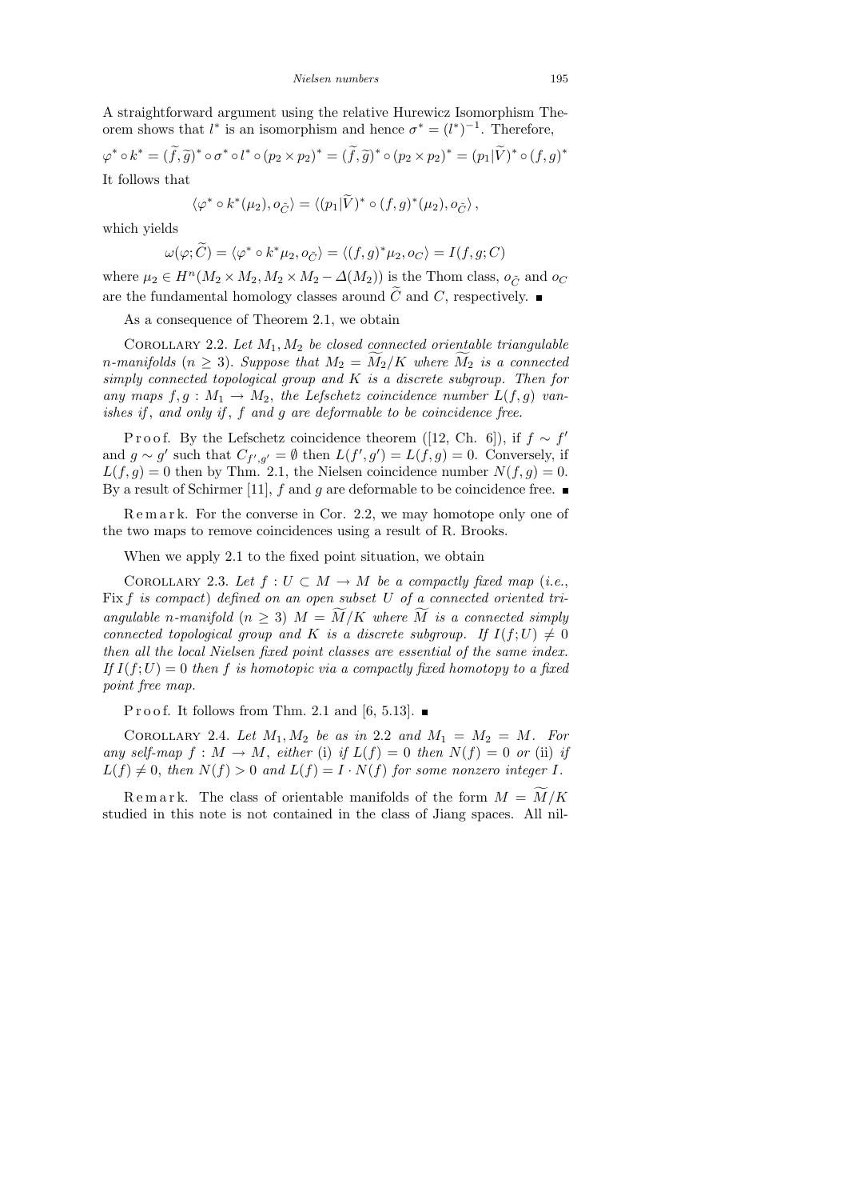A straightforward argument using the relative Hurewicz Isomorphism Theorem shows that $l^*$ is an isomorphism and hence $\sigma^* = (l^*)^{-1}$. Therefore,

$$\varphi^* \circ k^* = (\widetilde{f}, \widetilde{g})^* \circ \sigma^* \circ l^* \circ (p_2 \times p_2)^* = (\widetilde{f}, \widetilde{g})^* \circ (p_2 \times p_2)^* = (p_1|\widetilde{V})^* \circ (f, g)^*$$

It follows that

$$\langle \varphi^* \circ k^*(\mu_2), o_{\widetilde{C}} \rangle = \langle (p_1|\widetilde{V})^* \circ (f, g)^*(\mu_2), o_{\widetilde{C}} \rangle ,$$

which yields

$$\omega(\varphi; \widetilde{C}) = \langle \varphi^* \circ k^* \mu_2, o_{\widetilde{C}} \rangle = \langle (f, g)^* \mu_2, o_C \rangle = I(f, g; C)$$

where $\mu_2 \in H^n(M_2 \times M_2, M_2 \times M_2 - \Delta(M_2))$ is the Thom class, $o_{\widetilde{C}}$ and $o_C$ are the fundamental homology classes around $\widetilde{C}$ and $C$, respectively. ∎

As a consequence of Theorem 2.1, we obtain

Corollary 2.2. *Let $M_1, M_2$ be closed connected orientable triangulable $n$-manifolds ($n \geq 3$). Suppose that $M_2 = \widetilde{M_2}/K$ where $\widetilde{M_2}$ is a connected simply connected topological group and $K$ is a discrete subgroup. Then for any maps $f, g : M_1 \to M_2$, the Lefschetz coincidence number $L(f, g)$ vanishes if, and only if, $f$ and $g$ are deformable to be coincidence free.*

Proof. By the Lefschetz coincidence theorem ([12, Ch. 6]), if $f \sim f'$ and $g \sim g'$ such that $C_{f',g'} = \emptyset$ then $L(f', g') = L(f, g) = 0$. Conversely, if $L(f, g) = 0$ then by Thm. 2.1, the Nielsen coincidence number $N(f, g) = 0$. By a result of Schirmer [11], $f$ and $g$ are deformable to be coincidence free. ∎

Remark. For the converse in Cor. 2.2, we may homotope only one of the two maps to remove coincidences using a result of R. Brooks.

When we apply 2.1 to the fixed point situation, we obtain

Corollary 2.3. *Let $f : U \subset M \to M$ be a compactly fixed map (i.e., $\mathrm{Fix}\, f$ is compact) defined on an open subset $U$ of a connected oriented triangulable $n$-manifold ($n \geq 3$) $M = \widetilde{M}/K$ where $\widetilde{M}$ is a connected simply connected topological group and $K$ is a discrete subgroup. If $I(f; U) \neq 0$ then all the local Nielsen fixed point classes are essential of the same index. If $I(f; U) = 0$ then $f$ is homotopic via a compactly fixed homotopy to a fixed point free map.*

Proof. It follows from Thm. 2.1 and [6, 5.13]. ∎

Corollary 2.4. *Let $M_1, M_2$ be as in 2.2 and $M_1 = M_2 = M$. For any self-map $f : M \to M$, either* (i) *if $L(f) = 0$ then $N(f) = 0$ or* (ii) *if $L(f) \neq 0$, then $N(f) > 0$ and $L(f) = I \cdot N(f)$ for some nonzero integer $I$.*

Remark. The class of orientable manifolds of the form $M = \widetilde{M}/K$ studied in this note is not contained in the class of Jiang spaces. All nil-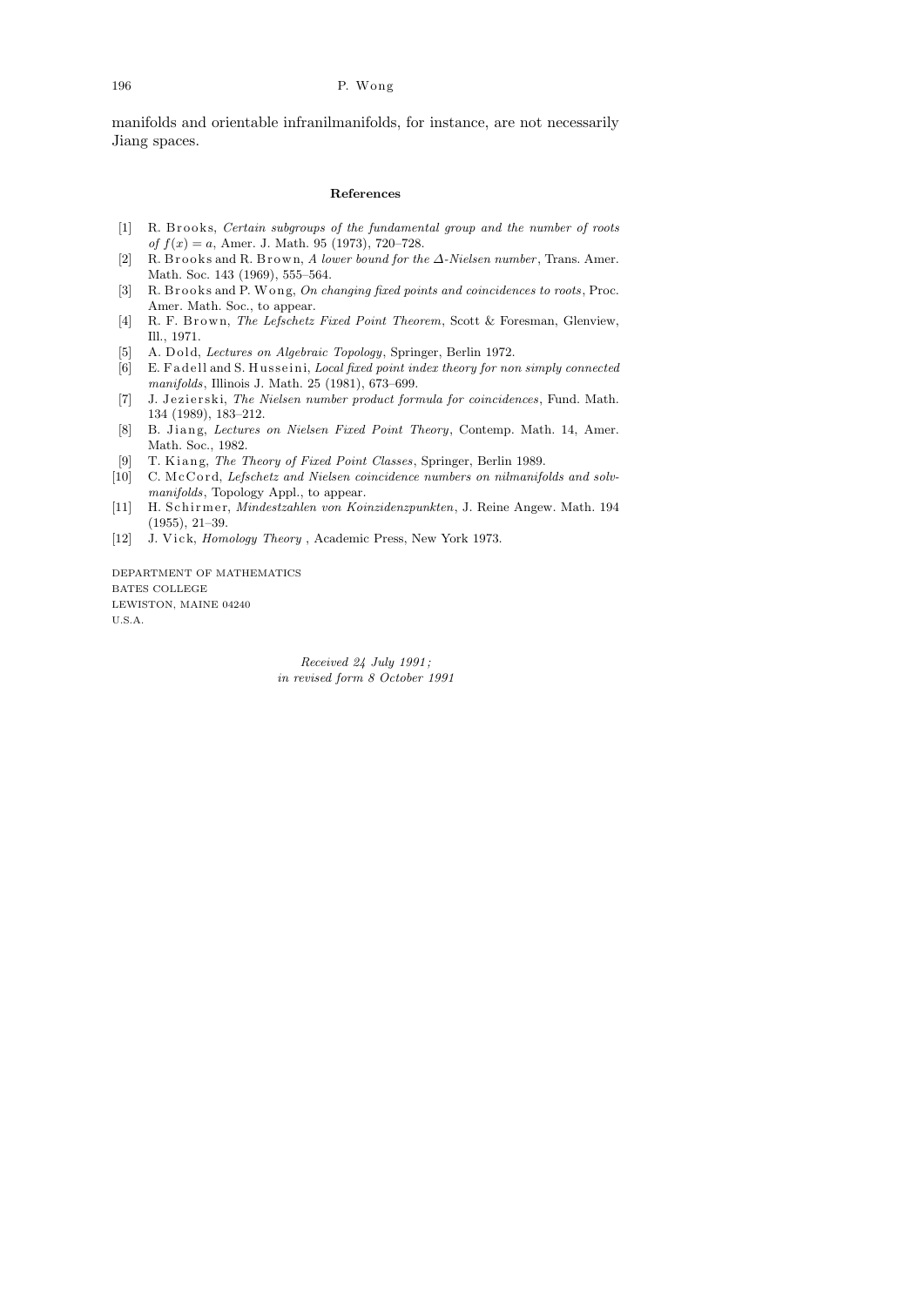manifolds and orientable infranilmanifolds, for instance, are not necessarily Jiang spaces.

### References

[1] R. Brooks, *Certain subgroups of the fundamental group and the number of roots of $f(x) = a$*, Amer. J. Math. 95 (1973), 720–728.

[2] R. Brooks and R. Brown, *A lower bound for the $\Delta$-Nielsen number*, Trans. Amer. Math. Soc. 143 (1969), 555–564.

[3] R. Brooks and P. Wong, *On changing fixed points and coincidences to roots*, Proc. Amer. Math. Soc., to appear.

[4] R. F. Brown, *The Lefschetz Fixed Point Theorem*, Scott & Foresman, Glenview, Ill., 1971.

[5] A. Dold, *Lectures on Algebraic Topology*, Springer, Berlin 1972.

[6] E. Fadell and S. Husseini, *Local fixed point index theory for non simply connected manifolds*, Illinois J. Math. 25 (1981), 673–699.

[7] J. Jezierski, *The Nielsen number product formula for coincidences*, Fund. Math. 134 (1989), 183–212.

[8] B. Jiang, *Lectures on Nielsen Fixed Point Theory*, Contemp. Math. 14, Amer. Math. Soc., 1982.

[9] T. Kiang, *The Theory of Fixed Point Classes*, Springer, Berlin 1989.

[10] C. McCord, *Lefschetz and Nielsen coincidence numbers on nilmanifolds and solvmanifolds*, Topology Appl., to appear.

[11] H. Schirmer, *Mindestzahlen von Koinzidenzpunkten*, J. Reine Angew. Math. 194 (1955), 21–39.

[12] J. Vick, *Homology Theory* , Academic Press, New York 1973.

DEPARTMENT OF MATHEMATICS
BATES COLLEGE
LEWISTON, MAINE 04240
U.S.A.

*Received 24 July 1991;*
*in revised form 8 October 1991*